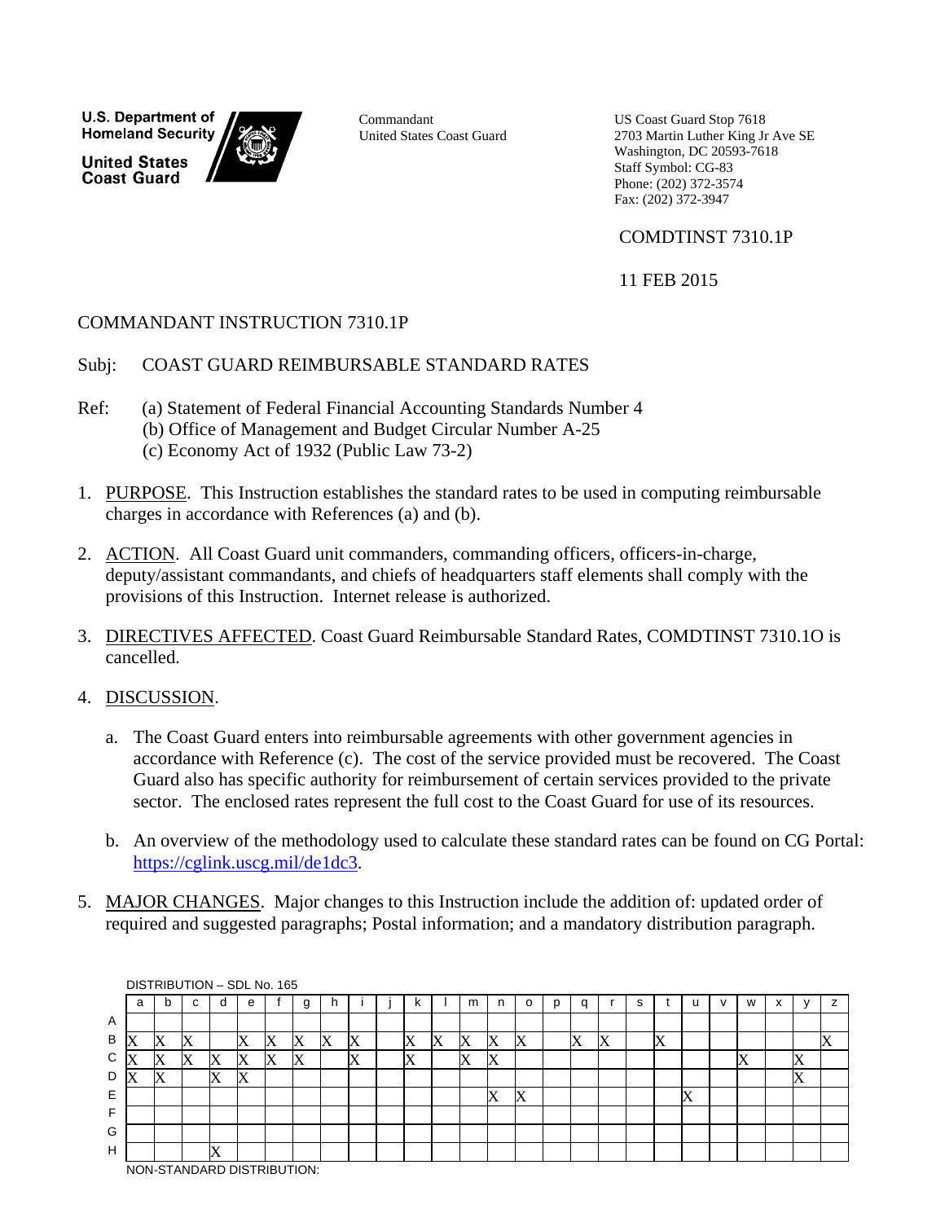**U.S. Department of Homeland Security**

**United States Coast Guard**

Commandant
United States Coast Guard

US Coast Guard Stop 7618
2703 Martin Luther King Jr Ave SE
Washington, DC 20593-7618
Staff Symbol: CG-83
Phone: (202) 372-3574
Fax: (202) 372-3947

COMDTINST 7310.1P

11 FEB 2015

COMMANDANT INSTRUCTION 7310.1P

Subj: COAST GUARD REIMBURSABLE STANDARD RATES

Ref: (a) Statement of Federal Financial Accounting Standards Number 4
(b) Office of Management and Budget Circular Number A-25
(c) Economy Act of 1932 (Public Law 73-2)

1. PURPOSE. This Instruction establishes the standard rates to be used in computing reimbursable charges in accordance with References (a) and (b).

2. ACTION. All Coast Guard unit commanders, commanding officers, officers-in-charge, deputy/assistant commandants, and chiefs of headquarters staff elements shall comply with the provisions of this Instruction. Internet release is authorized.

3. DIRECTIVES AFFECTED. Coast Guard Reimbursable Standard Rates, COMDTINST 7310.1O is cancelled.

4. DISCUSSION.

   a. The Coast Guard enters into reimbursable agreements with other government agencies in accordance with Reference (c). The cost of the service provided must be recovered. The Coast Guard also has specific authority for reimbursement of certain services provided to the private sector. The enclosed rates represent the full cost to the Coast Guard for use of its resources.

   b. An overview of the methodology used to calculate these standard rates can be found on CG Portal: https://cglink.uscg.mil/de1dc3.

5. MAJOR CHANGES. Major changes to this Instruction include the addition of: updated order of required and suggested paragraphs; Postal information; and a mandatory distribution paragraph.

DISTRIBUTION – SDL No. 165

| | a | b | c | d | e | f | g | h | i | j | k | l | m | n | o | p | q | r | s | t | u | v | w | x | y | z |
|---|---|---|---|---|---|---|---|---|---|---|---|---|---|---|---|---|---|---|---|---|---|---|---|---|---|---|
| A | | | | | | | | | | | | | | | | | | | | | | | | | | |
| B | X | X | X | | X | X | X | X | X | | X | X | X | X | X | | X | X | | X | | | | | | X |
| C | X | X | X | X | X | X | X | | X | | X | | X | X | | | | | | | | | X | | X | |
| D | X | X | | X | X | | | | | | | | | | | | | | | | | | | | X | |
| E | | | | | | | | | | | | | | X | X | | | | | | X | | | | | |
| F | | | | | | | | | | | | | | | | | | | | | | | | | | |
| G | | | | | | | | | | | | | | | | | | | | | | | | | | |
| H | | | | X | | | | | | | | | | | | | | | | | | | | | | |

NON-STANDARD DISTRIBUTION: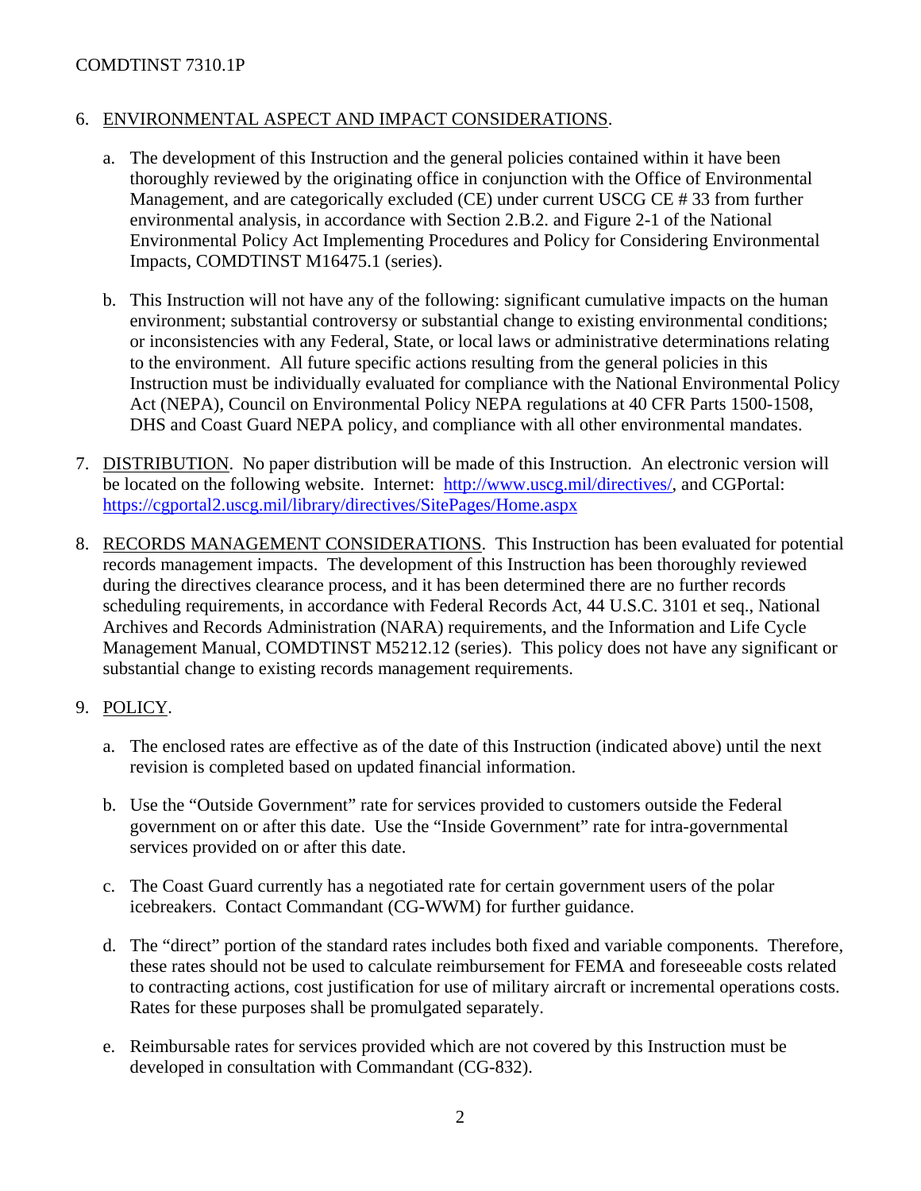6. ENVIRONMENTAL ASPECT AND IMPACT CONSIDERATIONS.

   a. The development of this Instruction and the general policies contained within it have been thoroughly reviewed by the originating office in conjunction with the Office of Environmental Management, and are categorically excluded (CE) under current USCG CE # 33 from further environmental analysis, in accordance with Section 2.B.2. and Figure 2-1 of the National Environmental Policy Act Implementing Procedures and Policy for Considering Environmental Impacts, COMDTINST M16475.1 (series).

   b. This Instruction will not have any of the following: significant cumulative impacts on the human environment; substantial controversy or substantial change to existing environmental conditions; or inconsistencies with any Federal, State, or local laws or administrative determinations relating to the environment. All future specific actions resulting from the general policies in this Instruction must be individually evaluated for compliance with the National Environmental Policy Act (NEPA), Council on Environmental Policy NEPA regulations at 40 CFR Parts 1500-1508, DHS and Coast Guard NEPA policy, and compliance with all other environmental mandates.

7. DISTRIBUTION. No paper distribution will be made of this Instruction. An electronic version will be located on the following website. Internet: [http://www.uscg.mil/directives/](http://www.uscg.mil/directives/), and CGPortal: [https://cgportal2.uscg.mil/library/directives/SitePages/Home.aspx](https://cgportal2.uscg.mil/library/directives/SitePages/Home.aspx)

8. RECORDS MANAGEMENT CONSIDERATIONS. This Instruction has been evaluated for potential records management impacts. The development of this Instruction has been thoroughly reviewed during the directives clearance process, and it has been determined there are no further records scheduling requirements, in accordance with Federal Records Act, 44 U.S.C. 3101 et seq., National Archives and Records Administration (NARA) requirements, and the Information and Life Cycle Management Manual, COMDTINST M5212.12 (series). This policy does not have any significant or substantial change to existing records management requirements.

9. POLICY.

   a. The enclosed rates are effective as of the date of this Instruction (indicated above) until the next revision is completed based on updated financial information.

   b. Use the "Outside Government" rate for services provided to customers outside the Federal government on or after this date. Use the "Inside Government" rate for intra-governmental services provided on or after this date.

   c. The Coast Guard currently has a negotiated rate for certain government users of the polar icebreakers. Contact Commandant (CG-WWM) for further guidance.

   d. The "direct" portion of the standard rates includes both fixed and variable components. Therefore, these rates should not be used to calculate reimbursement for FEMA and foreseeable costs related to contracting actions, cost justification for use of military aircraft or incremental operations costs. Rates for these purposes shall be promulgated separately.

   e. Reimbursable rates for services provided which are not covered by this Instruction must be developed in consultation with Commandant (CG-832).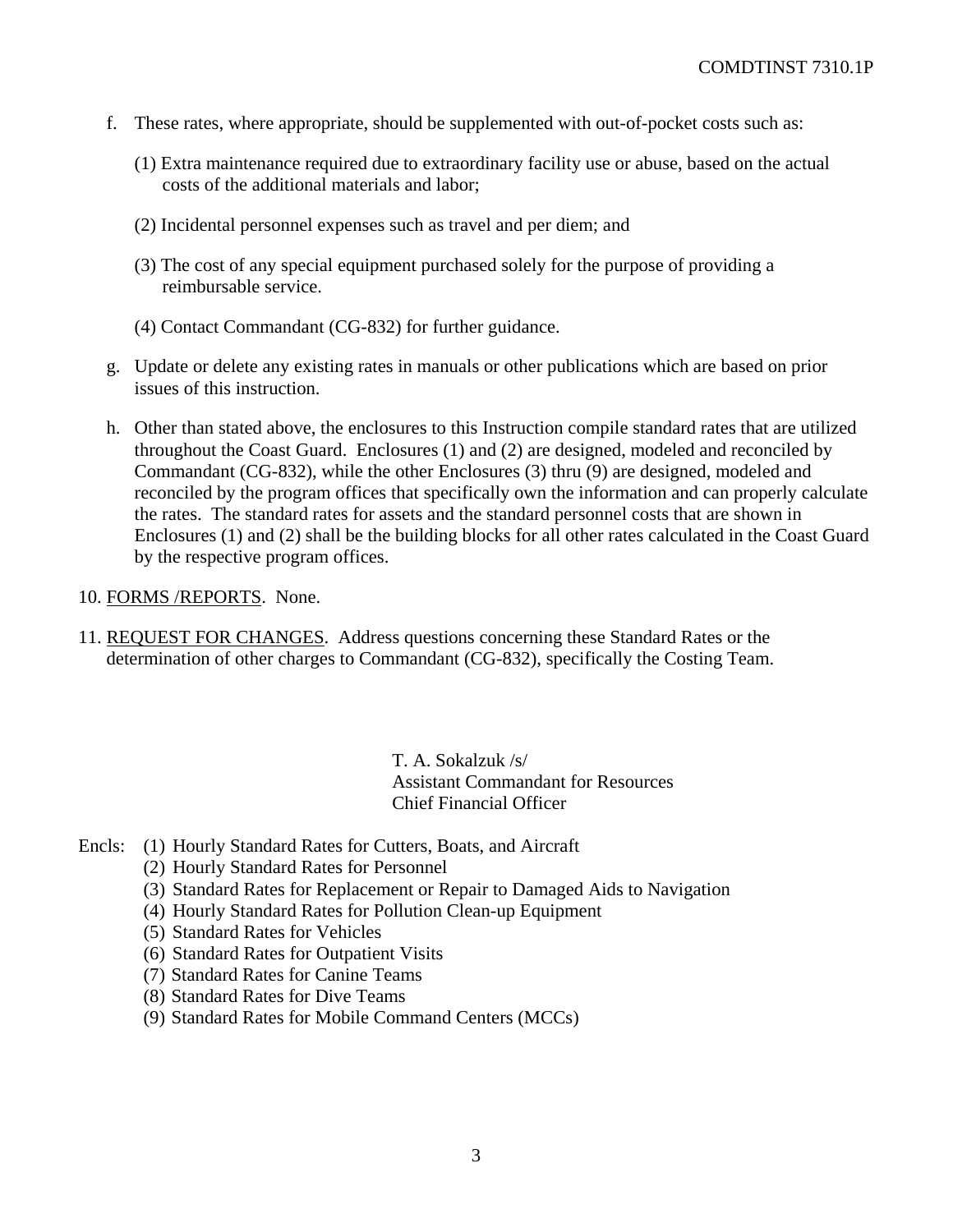f. These rates, where appropriate, should be supplemented with out-of-pocket costs such as:

   (1) Extra maintenance required due to extraordinary facility use or abuse, based on the actual costs of the additional materials and labor;

   (2) Incidental personnel expenses such as travel and per diem; and

   (3) The cost of any special equipment purchased solely for the purpose of providing a reimbursable service.

   (4) Contact Commandant (CG-832) for further guidance.

g. Update or delete any existing rates in manuals or other publications which are based on prior issues of this instruction.

h. Other than stated above, the enclosures to this Instruction compile standard rates that are utilized throughout the Coast Guard. Enclosures (1) and (2) are designed, modeled and reconciled by Commandant (CG-832), while the other Enclosures (3) thru (9) are designed, modeled and reconciled by the program offices that specifically own the information and can properly calculate the rates. The standard rates for assets and the standard personnel costs that are shown in Enclosures (1) and (2) shall be the building blocks for all other rates calculated in the Coast Guard by the respective program offices.

10. FORMS /REPORTS. None.

11. REQUEST FOR CHANGES. Address questions concerning these Standard Rates or the determination of other charges to Commandant (CG-832), specifically the Costing Team.

T. A. Sokalzuk /s/
Assistant Commandant for Resources
Chief Financial Officer

Encls: (1) Hourly Standard Rates for Cutters, Boats, and Aircraft
(2) Hourly Standard Rates for Personnel
(3) Standard Rates for Replacement or Repair to Damaged Aids to Navigation
(4) Hourly Standard Rates for Pollution Clean-up Equipment
(5) Standard Rates for Vehicles
(6) Standard Rates for Outpatient Visits
(7) Standard Rates for Canine Teams
(8) Standard Rates for Dive Teams
(9) Standard Rates for Mobile Command Centers (MCCs)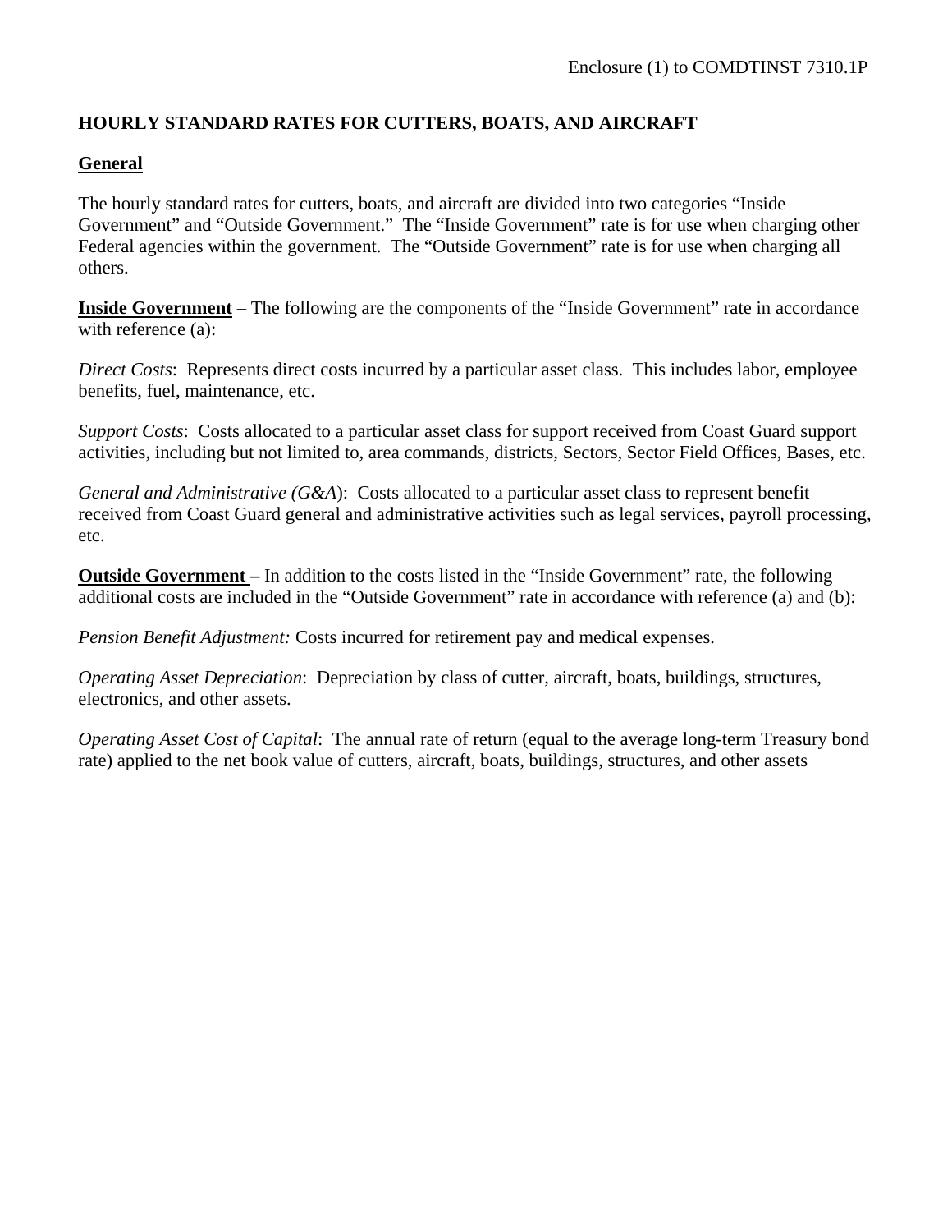Enclosure (1) to COMDTINST 7310.1P

## HOURLY STANDARD RATES FOR CUTTERS, BOATS, AND AIRCRAFT

**General**

The hourly standard rates for cutters, boats, and aircraft are divided into two categories "Inside Government" and "Outside Government." The "Inside Government" rate is for use when charging other Federal agencies within the government. The "Outside Government" rate is for use when charging all others.

**Inside Government** – The following are the components of the "Inside Government" rate in accordance with reference (a):

*Direct Costs*: Represents direct costs incurred by a particular asset class. This includes labor, employee benefits, fuel, maintenance, etc.

*Support Costs*: Costs allocated to a particular asset class for support received from Coast Guard support activities, including but not limited to, area commands, districts, Sectors, Sector Field Offices, Bases, etc.

*General and Administrative (G&A)*: Costs allocated to a particular asset class to represent benefit received from Coast Guard general and administrative activities such as legal services, payroll processing, etc.

**Outside Government –** In addition to the costs listed in the "Inside Government" rate, the following additional costs are included in the "Outside Government" rate in accordance with reference (a) and (b):

*Pension Benefit Adjustment:* Costs incurred for retirement pay and medical expenses.

*Operating Asset Depreciation*: Depreciation by class of cutter, aircraft, boats, buildings, structures, electronics, and other assets.

*Operating Asset Cost of Capital*: The annual rate of return (equal to the average long-term Treasury bond rate) applied to the net book value of cutters, aircraft, boats, buildings, structures, and other assets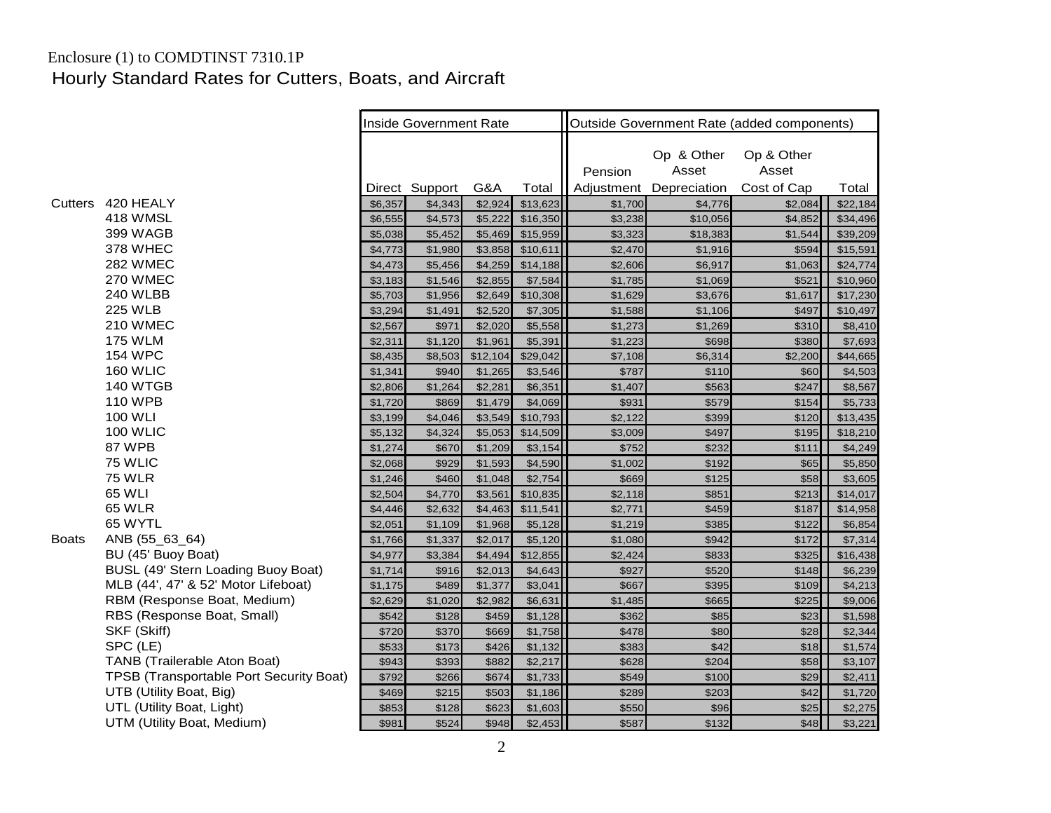Enclosure (1) to COMDTINST 7310.1P

# Hourly Standard Rates for Cutters, Boats, and Aircraft

| | | Inside Government Rate | | | | Outside Government Rate (added components) | | | |
|---|---|---|---|---|---|---|---|---|---|
| | | Direct | Support | G&A | Total | Pension Adjustment | Op & Other Asset Depreciation | Op & Other Asset Cost of Cap | Total |
| Cutters | 420 HEALY | $6,357 | $4,343 | $2,924 | $13,623 | $1,700 | $4,776 | $2,084 | $22,184 |
| | 418 WMSL | $6,555 | $4,573 | $5,222 | $16,350 | $3,238 | $10,056 | $4,852 | $34,496 |
| | 399 WAGB | $5,038 | $5,452 | $5,469 | $15,959 | $3,323 | $18,383 | $1,544 | $39,209 |
| | 378 WHEC | $4,773 | $1,980 | $3,858 | $10,611 | $2,470 | $1,916 | $594 | $15,591 |
| | 282 WMEC | $4,473 | $5,456 | $4,259 | $14,188 | $2,606 | $6,917 | $1,063 | $24,774 |
| | 270 WMEC | $3,183 | $1,546 | $2,855 | $7,584 | $1,785 | $1,069 | $521 | $10,960 |
| | 240 WLBB | $5,703 | $1,956 | $2,649 | $10,308 | $1,629 | $3,676 | $1,617 | $17,230 |
| | 225 WLB | $3,294 | $1,491 | $2,520 | $7,305 | $1,588 | $1,106 | $497 | $10,497 |
| | 210 WMEC | $2,567 | $971 | $2,020 | $5,558 | $1,273 | $1,269 | $310 | $8,410 |
| | 175 WLM | $2,311 | $1,120 | $1,961 | $5,391 | $1,223 | $698 | $380 | $7,693 |
| | 154 WPC | $8,435 | $8,503 | $12,104 | $29,042 | $7,108 | $6,314 | $2,200 | $44,665 |
| | 160 WLIC | $1,341 | $940 | $1,265 | $3,546 | $787 | $110 | $60 | $4,503 |
| | 140 WTGB | $2,806 | $1,264 | $2,281 | $6,351 | $1,407 | $563 | $247 | $8,567 |
| | 110 WPB | $1,720 | $869 | $1,479 | $4,069 | $931 | $579 | $154 | $5,733 |
| | 100 WLI | $3,199 | $4,046 | $3,549 | $10,793 | $2,122 | $399 | $120 | $13,435 |
| | 100 WLIC | $5,132 | $4,324 | $5,053 | $14,509 | $3,009 | $497 | $195 | $18,210 |
| | 87 WPB | $1,274 | $670 | $1,209 | $3,154 | $752 | $232 | $111 | $4,249 |
| | 75 WLIC | $2,068 | $929 | $1,593 | $4,590 | $1,002 | $192 | $65 | $5,850 |
| | 75 WLR | $1,246 | $460 | $1,048 | $2,754 | $669 | $125 | $58 | $3,605 |
| | 65 WLI | $2,504 | $4,770 | $3,561 | $10,835 | $2,118 | $851 | $213 | $14,017 |
| | 65 WLR | $4,446 | $2,632 | $4,463 | $11,541 | $2,771 | $459 | $187 | $14,958 |
| | 65 WYTL | $2,051 | $1,109 | $1,968 | $5,128 | $1,219 | $385 | $122 | $6,854 |
| Boats | ANB (55_63_64) | $1,766 | $1,337 | $2,017 | $5,120 | $1,080 | $942 | $172 | $7,314 |
| | BU (45' Buoy Boat) | $4,977 | $3,384 | $4,494 | $12,855 | $2,424 | $833 | $325 | $16,438 |
| | BUSL (49' Stern Loading Buoy Boat) | $1,714 | $916 | $2,013 | $4,643 | $927 | $520 | $148 | $6,239 |
| | MLB (44', 47' & 52' Motor Lifeboat) | $1,175 | $489 | $1,377 | $3,041 | $667 | $395 | $109 | $4,213 |
| | RBM (Response Boat, Medium) | $2,629 | $1,020 | $2,982 | $6,631 | $1,485 | $665 | $225 | $9,006 |
| | RBS (Response Boat, Small) | $542 | $128 | $459 | $1,128 | $362 | $85 | $23 | $1,598 |
| | SKF (Skiff) | $720 | $370 | $669 | $1,758 | $478 | $80 | $28 | $2,344 |
| | SPC (LE) | $533 | $173 | $426 | $1,132 | $383 | $42 | $18 | $1,574 |
| | TANB (Trailerable Aton Boat) | $943 | $393 | $882 | $2,217 | $628 | $204 | $58 | $3,107 |
| | TPSB (Transportable Port Security Boat) | $792 | $266 | $674 | $1,733 | $549 | $100 | $29 | $2,411 |
| | UTB (Utility Boat, Big) | $469 | $215 | $503 | $1,186 | $289 | $203 | $42 | $1,720 |
| | UTL (Utility Boat, Light) | $853 | $128 | $623 | $1,603 | $550 | $96 | $25 | $2,275 |
| | UTM (Utility Boat, Medium) | $981 | $524 | $948 | $2,453 | $587 | $132 | $48 | $3,221 |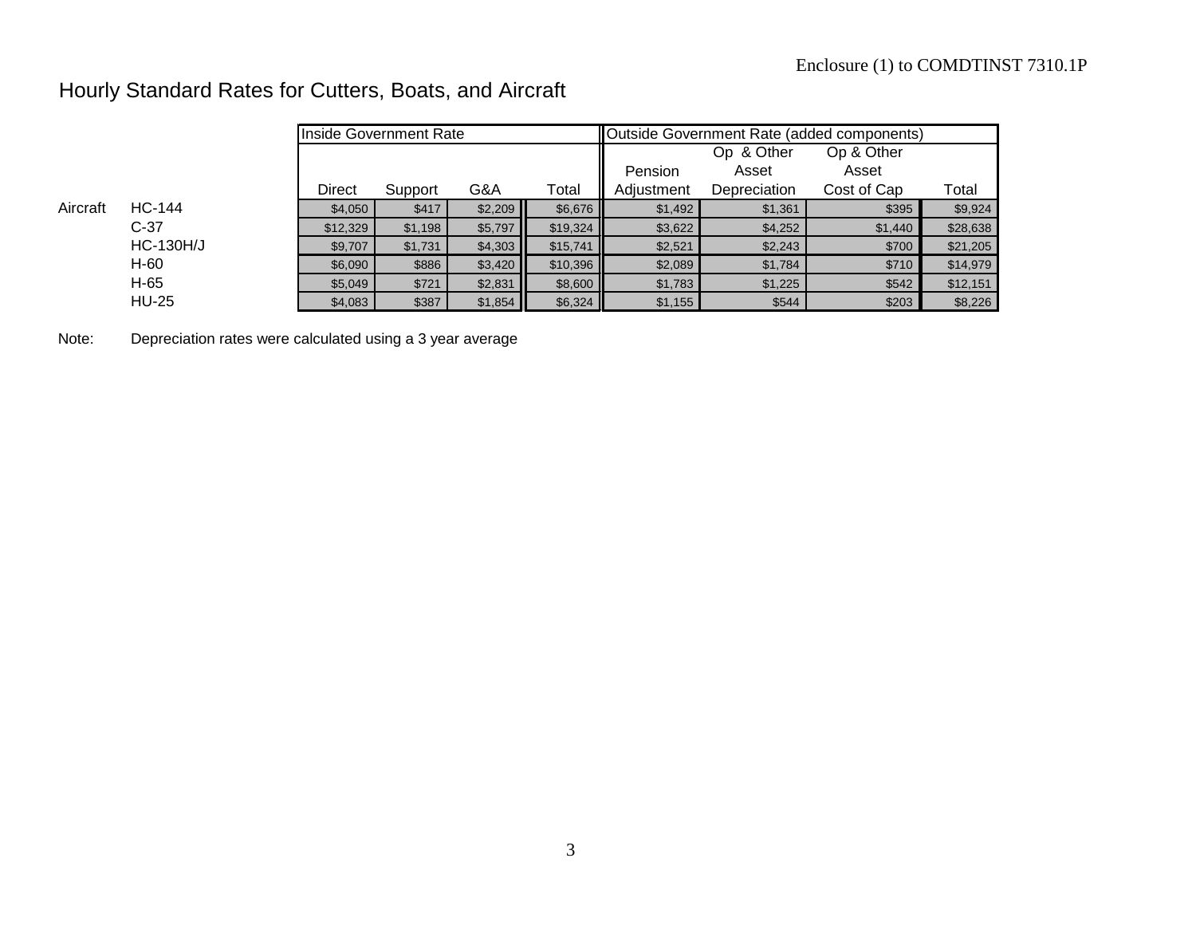Enclosure (1) to COMDTINST 7310.1P

# Hourly Standard Rates for Cutters, Boats, and Aircraft

| | | Inside Government Rate | | | | Outside Government Rate (added components) | | | |
|---|---|---|---|---|---|---|---|---|---|
| | | Direct | Support | G&A | Total | Pension Adjustment | Op & Other Asset Depreciation | Op & Other Asset Cost of Cap | Total |
| Aircraft | HC-144 | $4,050 | $417 | $2,209 | $6,676 | $1,492 | $1,361 | $395 | $9,924 |
| | C-37 | $12,329 | $1,198 | $5,797 | $19,324 | $3,622 | $4,252 | $1,440 | $28,638 |
| | HC-130H/J | $9,707 | $1,731 | $4,303 | $15,741 | $2,521 | $2,243 | $700 | $21,205 |
| | H-60 | $6,090 | $886 | $3,420 | $10,396 | $2,089 | $1,784 | $710 | $14,979 |
| | H-65 | $5,049 | $721 | $2,831 | $8,600 | $1,783 | $1,225 | $542 | $12,151 |
| | HU-25 | $4,083 | $387 | $1,854 | $6,324 | $1,155 | $544 | $203 | $8,226 |

Note: Depreciation rates were calculated using a 3 year average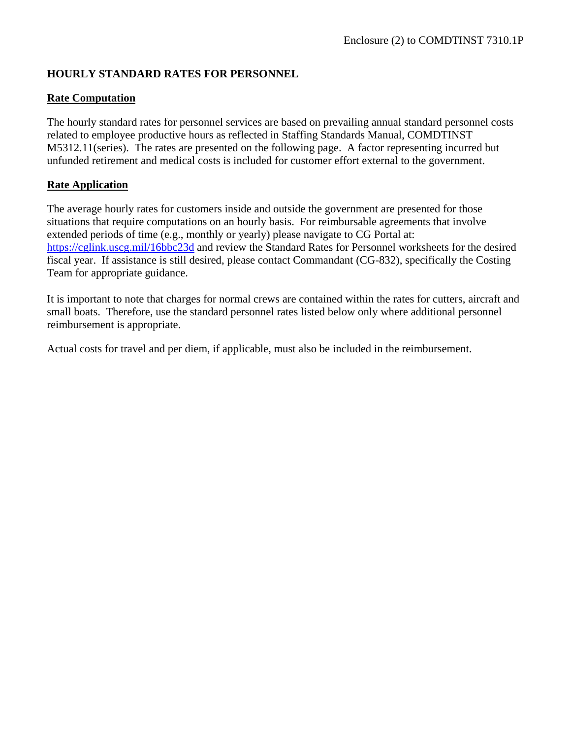Enclosure (2) to COMDTINST 7310.1P

# HOURLY STANDARD RATES FOR PERSONNEL

## Rate Computation

The hourly standard rates for personnel services are based on prevailing annual standard personnel costs related to employee productive hours as reflected in Staffing Standards Manual, COMDTINST M5312.11(series). The rates are presented on the following page. A factor representing incurred but unfunded retirement and medical costs is included for customer effort external to the government.

## Rate Application

The average hourly rates for customers inside and outside the government are presented for those situations that require computations on an hourly basis. For reimbursable agreements that involve extended periods of time (e.g., monthly or yearly) please navigate to CG Portal at: [https://cglink.uscg.mil/16bbc23d](https://cglink.uscg.mil/16bbc23d) and review the Standard Rates for Personnel worksheets for the desired fiscal year. If assistance is still desired, please contact Commandant (CG-832), specifically the Costing Team for appropriate guidance.

It is important to note that charges for normal crews are contained within the rates for cutters, aircraft and small boats. Therefore, use the standard personnel rates listed below only where additional personnel reimbursement is appropriate.

Actual costs for travel and per diem, if applicable, must also be included in the reimbursement.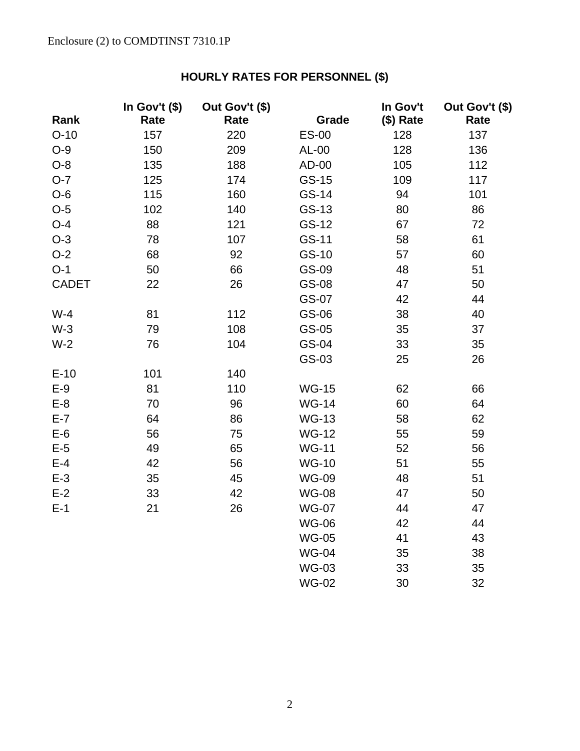Enclosure (2) to COMDTINST 7310.1P

## HOURLY RATES FOR PERSONNEL ($)

| Rank | In Gov't ($) Rate | Out Gov't ($) Rate | Grade | In Gov't ($) Rate | Out Gov't ($) Rate |
|---|---|---|---|---|---|
| O-10 | 157 | 220 | ES-00 | 128 | 137 |
| O-9 | 150 | 209 | AL-00 | 128 | 136 |
| O-8 | 135 | 188 | AD-00 | 105 | 112 |
| O-7 | 125 | 174 | GS-15 | 109 | 117 |
| O-6 | 115 | 160 | GS-14 | 94 | 101 |
| O-5 | 102 | 140 | GS-13 | 80 | 86 |
| O-4 | 88 | 121 | GS-12 | 67 | 72 |
| O-3 | 78 | 107 | GS-11 | 58 | 61 |
| O-2 | 68 | 92 | GS-10 | 57 | 60 |
| O-1 | 50 | 66 | GS-09 | 48 | 51 |
| CADET | 22 | 26 | GS-08 | 47 | 50 |
| | | | GS-07 | 42 | 44 |
| W-4 | 81 | 112 | GS-06 | 38 | 40 |
| W-3 | 79 | 108 | GS-05 | 35 | 37 |
| W-2 | 76 | 104 | GS-04 | 33 | 35 |
| | | | GS-03 | 25 | 26 |
| E-10 | 101 | 140 | | | |
| E-9 | 81 | 110 | WG-15 | 62 | 66 |
| E-8 | 70 | 96 | WG-14 | 60 | 64 |
| E-7 | 64 | 86 | WG-13 | 58 | 62 |
| E-6 | 56 | 75 | WG-12 | 55 | 59 |
| E-5 | 49 | 65 | WG-11 | 52 | 56 |
| E-4 | 42 | 56 | WG-10 | 51 | 55 |
| E-3 | 35 | 45 | WG-09 | 48 | 51 |
| E-2 | 33 | 42 | WG-08 | 47 | 50 |
| E-1 | 21 | 26 | WG-07 | 44 | 47 |
| | | | WG-06 | 42 | 44 |
| | | | WG-05 | 41 | 43 |
| | | | WG-04 | 35 | 38 |
| | | | WG-03 | 33 | 35 |
| | | | WG-02 | 30 | 32 |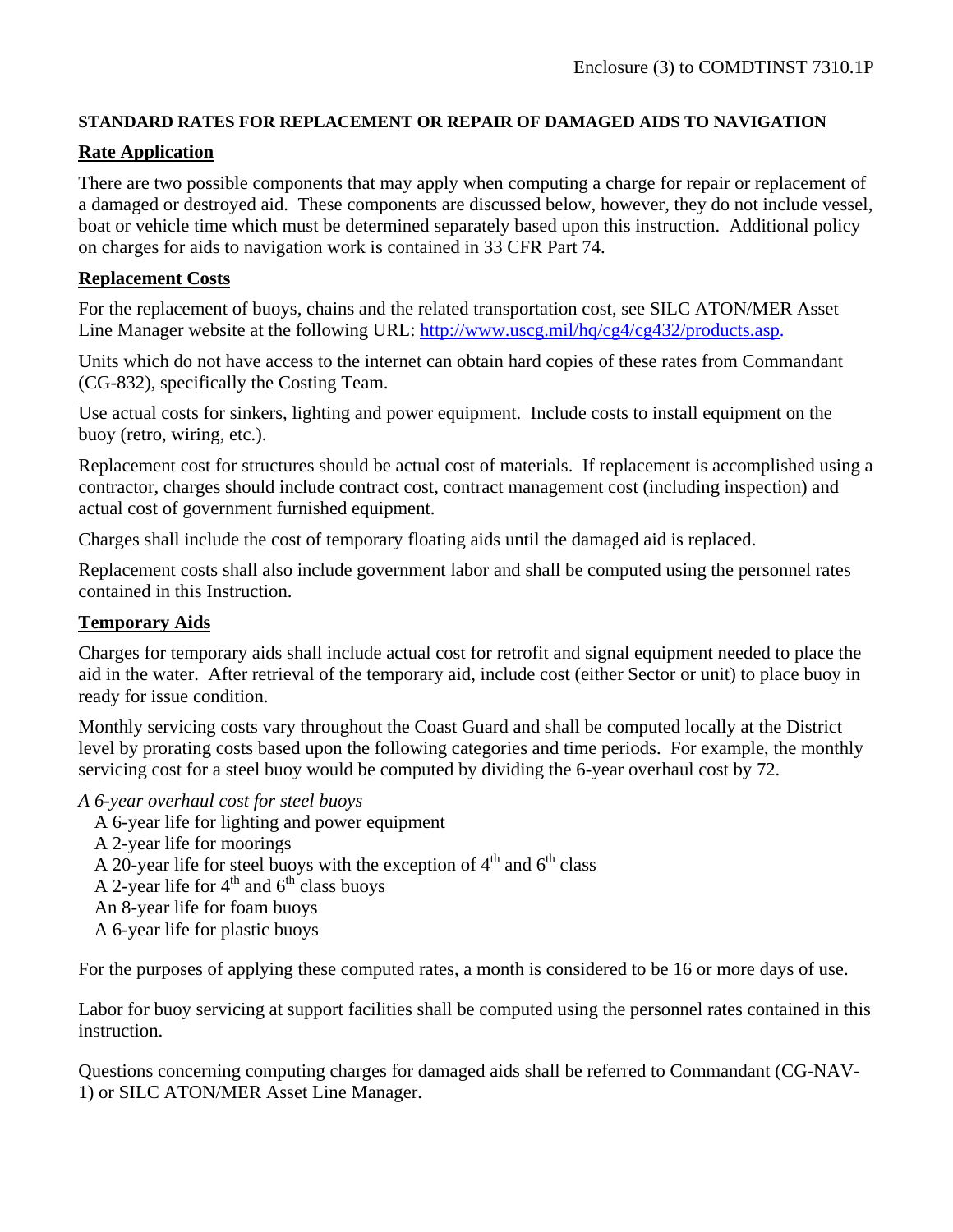**STANDARD RATES FOR REPLACEMENT OR REPAIR OF DAMAGED AIDS TO NAVIGATION**

**Rate Application**

There are two possible components that may apply when computing a charge for repair or replacement of a damaged or destroyed aid. These components are discussed below, however, they do not include vessel, boat or vehicle time which must be determined separately based upon this instruction. Additional policy on charges for aids to navigation work is contained in 33 CFR Part 74.

**Replacement Costs**

For the replacement of buoys, chains and the related transportation cost, see SILC ATON/MER Asset Line Manager website at the following URL: http://www.uscg.mil/hq/cg4/cg432/products.asp.

Units which do not have access to the internet can obtain hard copies of these rates from Commandant (CG-832), specifically the Costing Team.

Use actual costs for sinkers, lighting and power equipment. Include costs to install equipment on the buoy (retro, wiring, etc.).

Replacement cost for structures should be actual cost of materials. If replacement is accomplished using a contractor, charges should include contract cost, contract management cost (including inspection) and actual cost of government furnished equipment.

Charges shall include the cost of temporary floating aids until the damaged aid is replaced.

Replacement costs shall also include government labor and shall be computed using the personnel rates contained in this Instruction.

**Temporary Aids**

Charges for temporary aids shall include actual cost for retrofit and signal equipment needed to place the aid in the water. After retrieval of the temporary aid, include cost (either Sector or unit) to place buoy in ready for issue condition.

Monthly servicing costs vary throughout the Coast Guard and shall be computed locally at the District level by prorating costs based upon the following categories and time periods. For example, the monthly servicing cost for a steel buoy would be computed by dividing the 6-year overhaul cost by 72.

*A 6-year overhaul cost for steel buoys*

- A 6-year life for lighting and power equipment
- A 2-year life for moorings
- A 20-year life for steel buoys with the exception of 4th and 6th class
- A 2-year life for 4th and 6th class buoys
- An 8-year life for foam buoys
- A 6-year life for plastic buoys

For the purposes of applying these computed rates, a month is considered to be 16 or more days of use.

Labor for buoy servicing at support facilities shall be computed using the personnel rates contained in this instruction.

Questions concerning computing charges for damaged aids shall be referred to Commandant (CG-NAV-1) or SILC ATON/MER Asset Line Manager.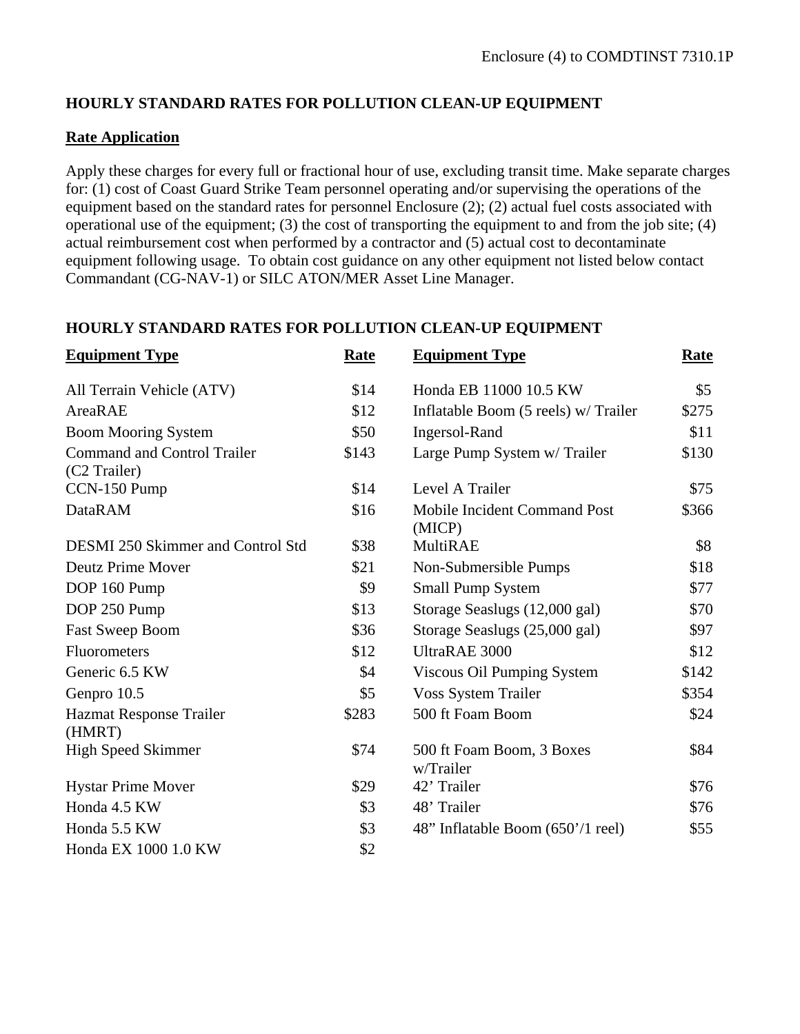## HOURLY STANDARD RATES FOR POLLUTION CLEAN-UP EQUIPMENT

### Rate Application

Apply these charges for every full or fractional hour of use, excluding transit time. Make separate charges for: (1) cost of Coast Guard Strike Team personnel operating and/or supervising the operations of the equipment based on the standard rates for personnel Enclosure (2); (2) actual fuel costs associated with operational use of the equipment; (3) the cost of transporting the equipment to and from the job site; (4) actual reimbursement cost when performed by a contractor and (5) actual cost to decontaminate equipment following usage. To obtain cost guidance on any other equipment not listed below contact Commandant (CG-NAV-1) or SILC ATON/MER Asset Line Manager.

## HOURLY STANDARD RATES FOR POLLUTION CLEAN-UP EQUIPMENT

| Equipment Type | Rate | Equipment Type | Rate |
|---|---|---|---|
| All Terrain Vehicle (ATV) | $14 | Honda EB 11000 10.5 KW | $5 |
| AreaRAE | $12 | Inflatable Boom (5 reels) w/ Trailer | $275 |
| Boom Mooring System | $50 | Ingersol-Rand | $11 |
| Command and Control Trailer (C2 Trailer) | $143 | Large Pump System w/ Trailer | $130 |
| CCN-150 Pump | $14 | Level A Trailer | $75 |
| DataRAM | $16 | Mobile Incident Command Post (MICP) | $366 |
| DESMI 250 Skimmer and Control Std | $38 | MultiRAE | $8 |
| Deutz Prime Mover | $21 | Non-Submersible Pumps | $18 |
| DOP 160 Pump | $9 | Small Pump System | $77 |
| DOP 250 Pump | $13 | Storage Seaslugs (12,000 gal) | $70 |
| Fast Sweep Boom | $36 | Storage Seaslugs (25,000 gal) | $97 |
| Fluorometers | $12 | UltraRAE 3000 | $12 |
| Generic 6.5 KW | $4 | Viscous Oil Pumping System | $142 |
| Genpro 10.5 | $5 | Voss System Trailer | $354 |
| Hazmat Response Trailer (HMRT) | $283 | 500 ft Foam Boom | $24 |
| High Speed Skimmer | $74 | 500 ft Foam Boom, 3 Boxes w/Trailer | $84 |
| Hystar Prime Mover | $29 | 42' Trailer | $76 |
| Honda 4.5 KW | $3 | 48' Trailer | $76 |
| Honda 5.5 KW | $3 | 48" Inflatable Boom (650'/1 reel) | $55 |
| Honda EX 1000 1.0 KW | $2 | | |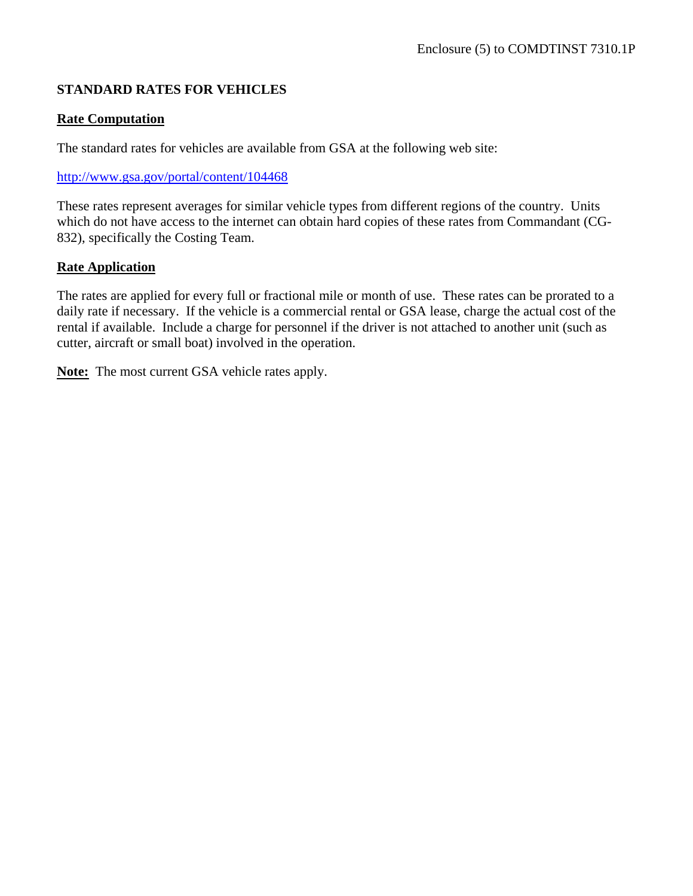Enclosure (5) to COMDTINST 7310.1P

# STANDARD RATES FOR VEHICLES

## Rate Computation

The standard rates for vehicles are available from GSA at the following web site:

http://www.gsa.gov/portal/content/104468

These rates represent averages for similar vehicle types from different regions of the country. Units which do not have access to the internet can obtain hard copies of these rates from Commandant (CG-832), specifically the Costing Team.

## Rate Application

The rates are applied for every full or fractional mile or month of use. These rates can be prorated to a daily rate if necessary. If the vehicle is a commercial rental or GSA lease, charge the actual cost of the rental if available. Include a charge for personnel if the driver is not attached to another unit (such as cutter, aircraft or small boat) involved in the operation.

**Note:** The most current GSA vehicle rates apply.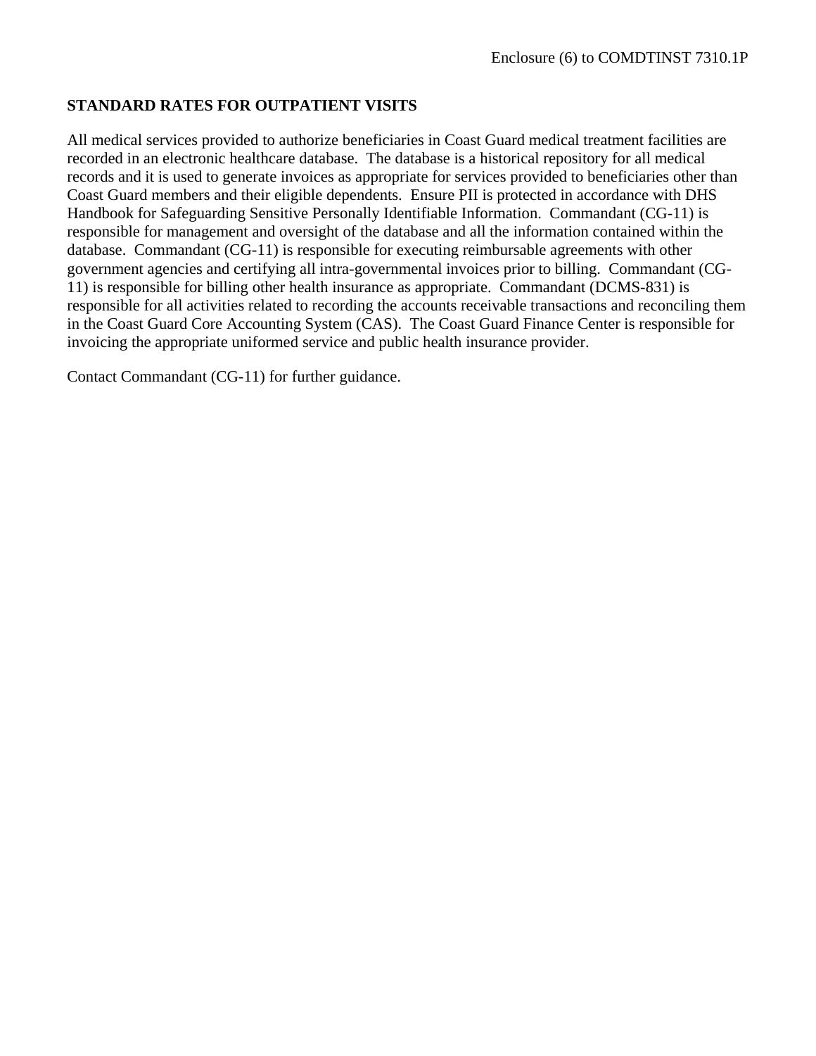Enclosure (6) to COMDTINST 7310.1P

## STANDARD RATES FOR OUTPATIENT VISITS

All medical services provided to authorize beneficiaries in Coast Guard medical treatment facilities are recorded in an electronic healthcare database. The database is a historical repository for all medical records and it is used to generate invoices as appropriate for services provided to beneficiaries other than Coast Guard members and their eligible dependents. Ensure PII is protected in accordance with DHS Handbook for Safeguarding Sensitive Personally Identifiable Information. Commandant (CG-11) is responsible for management and oversight of the database and all the information contained within the database. Commandant (CG-11) is responsible for executing reimbursable agreements with other government agencies and certifying all intra-governmental invoices prior to billing. Commandant (CG-11) is responsible for billing other health insurance as appropriate. Commandant (DCMS-831) is responsible for all activities related to recording the accounts receivable transactions and reconciling them in the Coast Guard Core Accounting System (CAS). The Coast Guard Finance Center is responsible for invoicing the appropriate uniformed service and public health insurance provider.

Contact Commandant (CG-11) for further guidance.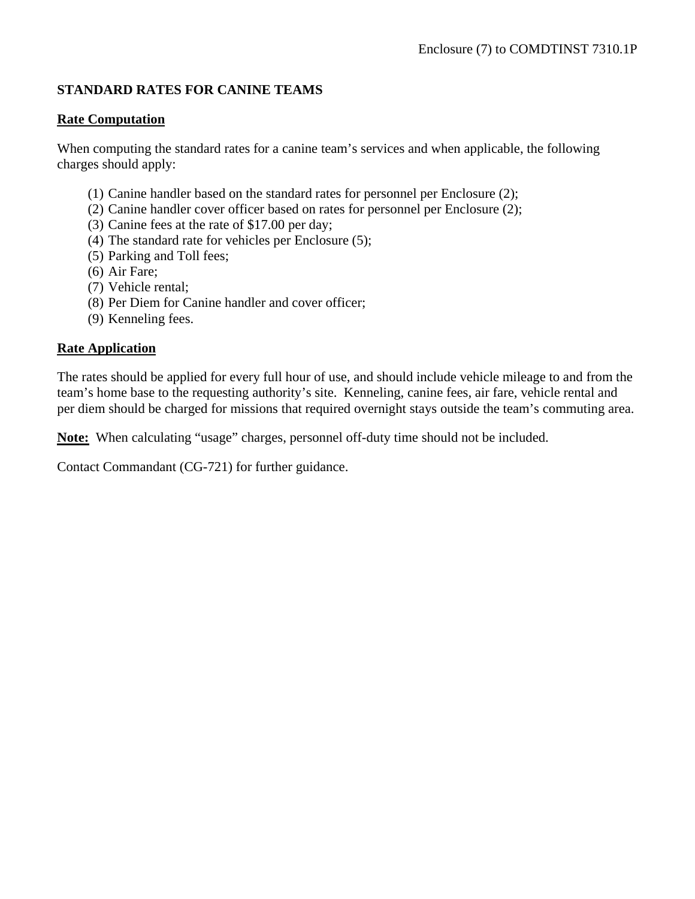Enclosure (7) to COMDTINST 7310.1P

# STANDARD RATES FOR CANINE TEAMS

## Rate Computation

When computing the standard rates for a canine team's services and when applicable, the following charges should apply:

(1) Canine handler based on the standard rates for personnel per Enclosure (2);
(2) Canine handler cover officer based on rates for personnel per Enclosure (2);
(3) Canine fees at the rate of $17.00 per day;
(4) The standard rate for vehicles per Enclosure (5);
(5) Parking and Toll fees;
(6) Air Fare;
(7) Vehicle rental;
(8) Per Diem for Canine handler and cover officer;
(9) Kenneling fees.

## Rate Application

The rates should be applied for every full hour of use, and should include vehicle mileage to and from the team's home base to the requesting authority's site. Kenneling, canine fees, air fare, vehicle rental and per diem should be charged for missions that required overnight stays outside the team's commuting area.

**Note:** When calculating "usage" charges, personnel off-duty time should not be included.

Contact Commandant (CG-721) for further guidance.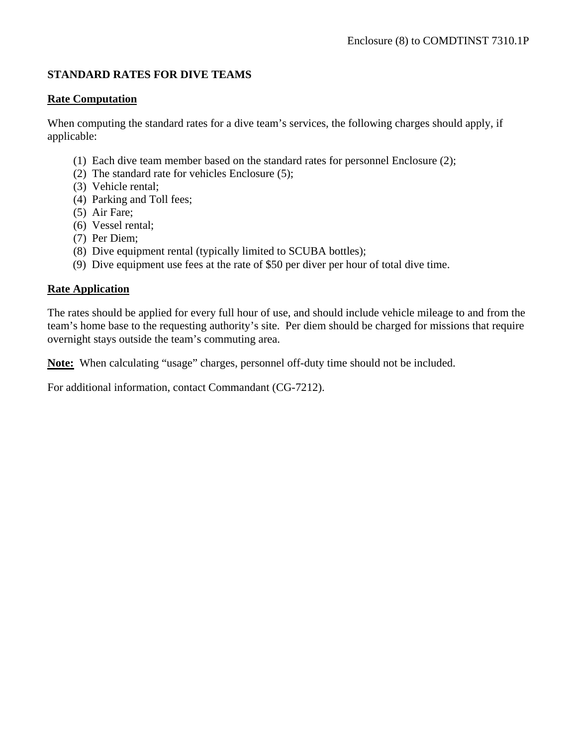Enclosure (8) to COMDTINST 7310.1P

**STANDARD RATES FOR DIVE TEAMS**

**Rate Computation**

When computing the standard rates for a dive team's services, the following charges should apply, if applicable:

(1) Each dive team member based on the standard rates for personnel Enclosure (2);
(2) The standard rate for vehicles Enclosure (5);
(3) Vehicle rental;
(4) Parking and Toll fees;
(5) Air Fare;
(6) Vessel rental;
(7) Per Diem;
(8) Dive equipment rental (typically limited to SCUBA bottles);
(9) Dive equipment use fees at the rate of $50 per diver per hour of total dive time.

**Rate Application**

The rates should be applied for every full hour of use, and should include vehicle mileage to and from the team's home base to the requesting authority's site. Per diem should be charged for missions that require overnight stays outside the team's commuting area.

**Note:** When calculating "usage" charges, personnel off-duty time should not be included.

For additional information, contact Commandant (CG-7212).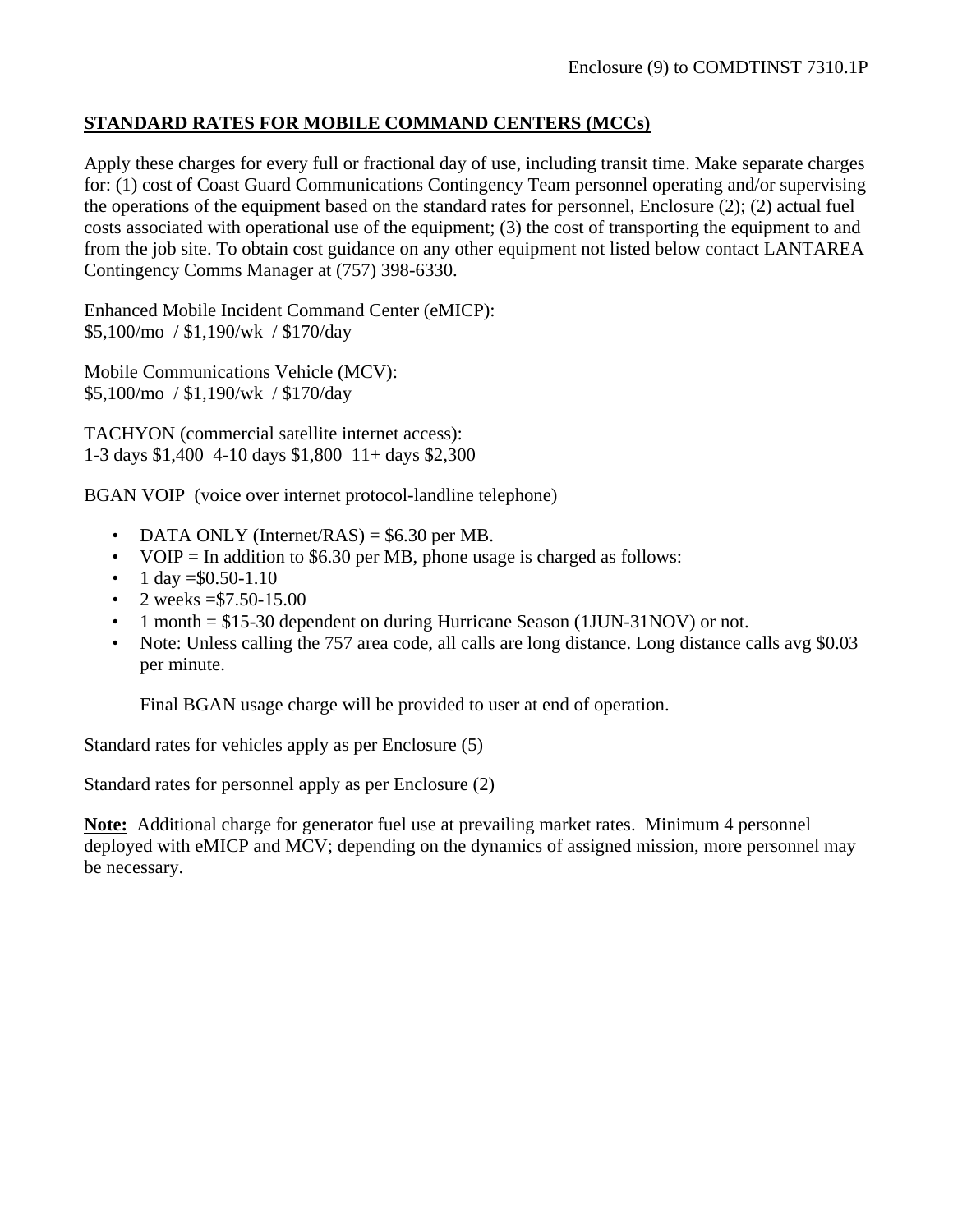Enclosure (9) to COMDTINST 7310.1P

**STANDARD RATES FOR MOBILE COMMAND CENTERS (MCCs)**

Apply these charges for every full or fractional day of use, including transit time. Make separate charges for: (1) cost of Coast Guard Communications Contingency Team personnel operating and/or supervising the operations of the equipment based on the standard rates for personnel, Enclosure (2); (2) actual fuel costs associated with operational use of the equipment; (3) the cost of transporting the equipment to and from the job site. To obtain cost guidance on any other equipment not listed below contact LANTAREA Contingency Comms Manager at (757) 398-6330.

Enhanced Mobile Incident Command Center (eMICP):
$5,100/mo / $1,190/wk / $170/day

Mobile Communications Vehicle (MCV):
$5,100/mo / $1,190/wk / $170/day

TACHYON (commercial satellite internet access):
1-3 days $1,400 4-10 days $1,800 11+ days $2,300

BGAN VOIP (voice over internet protocol-landline telephone)

- DATA ONLY (Internet/RAS) = $6.30 per MB.
- VOIP = In addition to $6.30 per MB, phone usage is charged as follows:
- 1 day =$0.50-1.10
- 2 weeks =$7.50-15.00
- 1 month = $15-30 dependent on during Hurricane Season (1JUN-31NOV) or not.
- Note: Unless calling the 757 area code, all calls are long distance. Long distance calls avg $0.03 per minute.

  Final BGAN usage charge will be provided to user at end of operation.

Standard rates for vehicles apply as per Enclosure (5)

Standard rates for personnel apply as per Enclosure (2)

**Note:** Additional charge for generator fuel use at prevailing market rates. Minimum 4 personnel deployed with eMICP and MCV; depending on the dynamics of assigned mission, more personnel may be necessary.